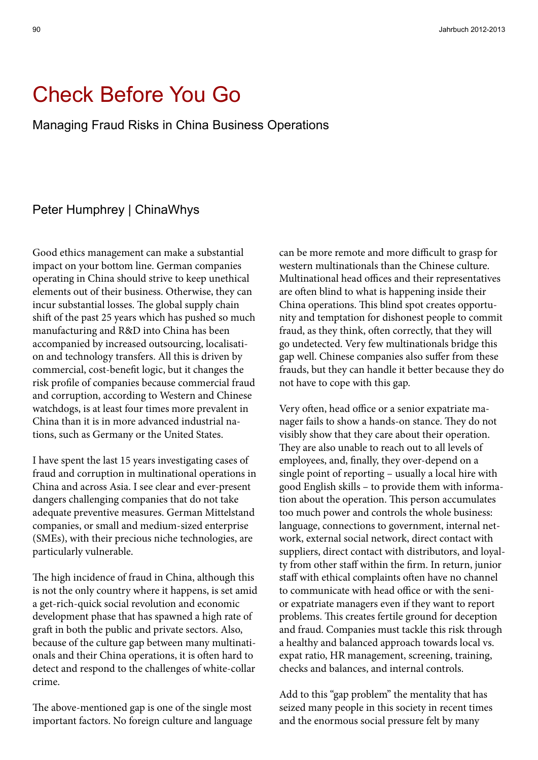# Check Before You Go

## Managing Fraud Risks in China Business Operations

### Peter Humphrey | ChinaWhys

Good ethics management can make a substantial impact on your bottom line. German companies operating in China should strive to keep unethical elements out of their business. Otherwise, they can incur substantial losses. The global supply chain shift of the past 25 years which has pushed so much manufacturing and R&D into China has been accompanied by increased outsourcing, localisation and technology transfers. All this is driven by commercial, cost-benefit logic, but it changes the risk profile of companies because commercial fraud and corruption, according to Western and Chinese watchdogs, is at least four times more prevalent in China than it is in more advanced industrial nations, such as Germany or the United States.

I have spent the last 15 years investigating cases of fraud and corruption in multinational operations in China and across Asia. I see clear and ever-present dangers challenging companies that do not take adequate preventive measures. German Mittelstand companies, or small and medium-sized enterprise (SMEs), with their precious niche technologies, are particularly vulnerable.

The high incidence of fraud in China, although this is not the only country where it happens, is set amid a get-rich-quick social revolution and economic development phase that has spawned a high rate of graft in both the public and private sectors. Also, because of the culture gap between many multinationals and their China operations, it is often hard to detect and respond to the challenges of white-collar crime.

The above-mentioned gap is one of the single most important factors. No foreign culture and language can be more remote and more difficult to grasp for western multinationals than the Chinese culture. Multinational head offices and their representatives are often blind to what is happening inside their China operations. This blind spot creates opportunity and temptation for dishonest people to commit fraud, as they think, often correctly, that they will go undetected. Very few multinationals bridge this gap well. Chinese companies also suffer from these frauds, but they can handle it better because they do not have to cope with this gap.

Very often, head office or a senior expatriate manager fails to show a hands-on stance. They do not visibly show that they care about their operation. They are also unable to reach out to all levels of employees, and, finally, they over-depend on a single point of reporting – usually a local hire with good English skills – to provide them with information about the operation. This person accumulates too much power and controls the whole business: language, connections to government, internal network, external social network, direct contact with suppliers, direct contact with distributors, and loyalty from other staff within the firm. In return, junior staff with ethical complaints often have no channel to communicate with head office or with the senior expatriate managers even if they want to report problems. This creates fertile ground for deception and fraud. Companies must tackle this risk through a healthy and balanced approach towards local vs. expat ratio, HR management, screening, training, checks and balances, and internal controls.

Add to this "gap problem" the mentality that has seized many people in this society in recent times and the enormous social pressure felt by many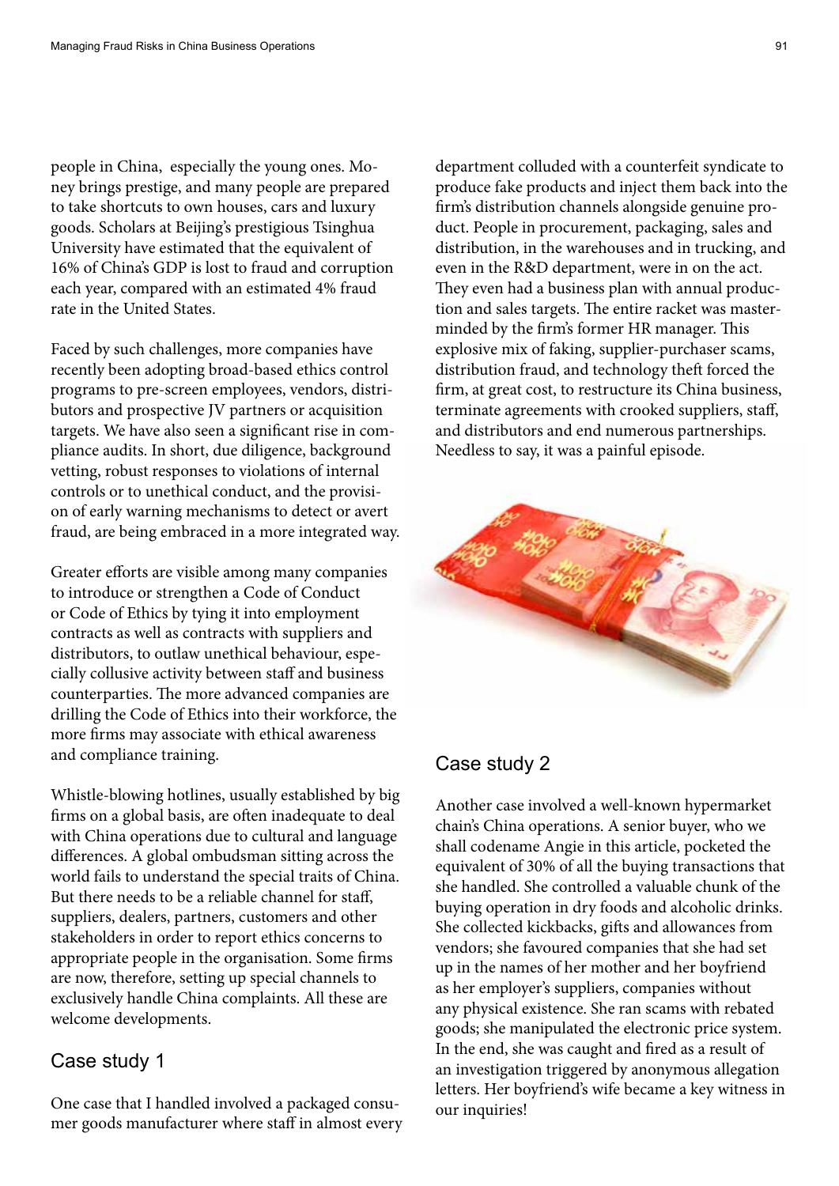people in China, especially the young ones. Money brings prestige, and many people are prepared to take shortcuts to own houses, cars and luxury goods. Scholars at Beijing's prestigious Tsinghua University have estimated that the equivalent of 16% of China's GDP is lost to fraud and corruption each year, compared with an estimated 4% fraud rate in the United States.

Faced by such challenges, more companies have recently been adopting broad-based ethics control programs to pre-screen employees, vendors, distributors and prospective JV partners or acquisition targets. We have also seen a significant rise in compliance audits. In short, due diligence, background vetting, robust responses to violations of internal controls or to unethical conduct, and the provision of early warning mechanisms to detect or avert fraud, are being embraced in a more integrated way.

Greater efforts are visible among many companies to introduce or strengthen a Code of Conduct or Code of Ethics by tying it into employment contracts as well as contracts with suppliers and distributors, to outlaw unethical behaviour, especially collusive activity between staff and business counterparties. The more advanced companies are drilling the Code of Ethics into their workforce, the more firms may associate with ethical awareness and compliance training.

Whistle-blowing hotlines, usually established by big firms on a global basis, are often inadequate to deal with China operations due to cultural and language differences. A global ombudsman sitting across the world fails to understand the special traits of China. But there needs to be a reliable channel for staff, suppliers, dealers, partners, customers and other stakeholders in order to report ethics concerns to appropriate people in the organisation. Some firms are now, therefore, setting up special channels to exclusively handle China complaints. All these are welcome developments.

## Case study 1

One case that I handled involved a packaged consumer goods manufacturer where staff in almost every department colluded with a counterfeit syndicate to produce fake products and inject them back into the firm's distribution channels alongside genuine product. People in procurement, packaging, sales and distribution, in the warehouses and in trucking, and even in the R&D department, were in on the act. They even had a business plan with annual production and sales targets. The entire racket was masterminded by the firm's former HR manager. This explosive mix of faking, supplier-purchaser scams, distribution fraud, and technology theft forced the firm, at great cost, to restructure its China business, terminate agreements with crooked suppliers, staff, and distributors and end numerous partnerships. Needless to say, it was a painful episode.

## Case study 2

Another case involved a well-known hypermarket chain's China operations. A senior buyer, who we shall codename Angie in this article, pocketed the equivalent of 30% of all the buying transactions that she handled. She controlled a valuable chunk of the buying operation in dry foods and alcoholic drinks. She collected kickbacks, gifts and allowances from vendors; she favoured companies that she had set up in the names of her mother and her boyfriend as her employer's suppliers, companies without any physical existence. She ran scams with rebated goods; she manipulated the electronic price system. In the end, she was caught and fired as a result of an investigation triggered by anonymous allegation letters. Her boyfriend's wife became a key witness in our inquiries!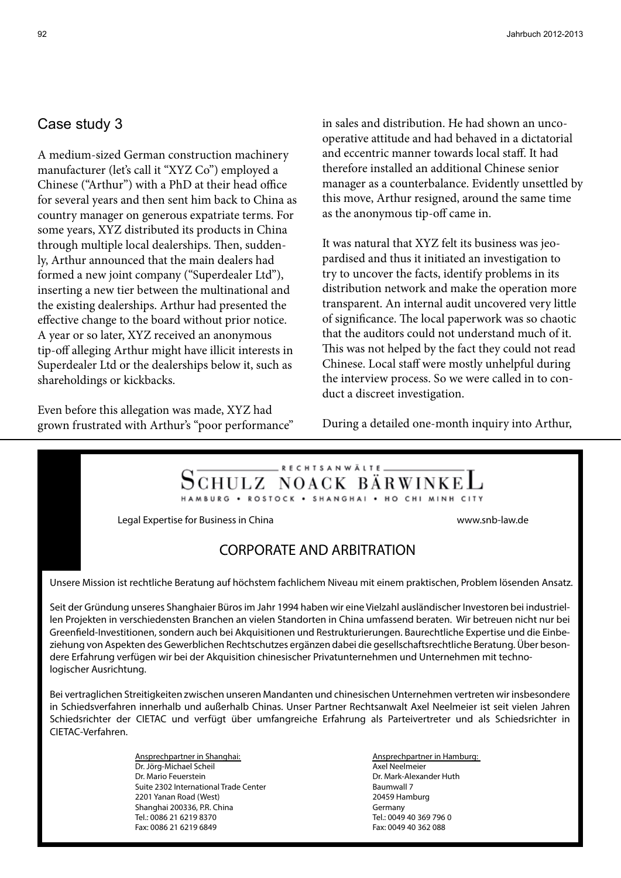## Case study 3

A medium-sized German construction machinery manufacturer (let's call it "XYZ Co") employed a Chinese ("Arthur") with a PhD at their head office for several years and then sent him back to China as country manager on generous expatriate terms. For some years, XYZ distributed its products in China through multiple local dealerships. Then, suddenly, Arthur announced that the main dealers had formed a new joint company ("Superdealer Ltd"), inserting a new tier between the multinational and the existing dealerships. Arthur had presented the effective change to the board without prior notice. A year or so later, XYZ received an anonymous tip-off alleging Arthur might have illicit interests in Superdealer Ltd or the dealerships below it, such as shareholdings or kickbacks.

Even before this allegation was made, XYZ had grown frustrated with Arthur's "poor performance" in sales and distribution. He had shown an uncooperative attitude and had behaved in a dictatorial and eccentric manner towards local staff. It had therefore installed an additional Chinese senior manager as a counterbalance. Evidently unsettled by this move, Arthur resigned, around the same time as the anonymous tip-off came in.

It was natural that XYZ felt its business was jeopardised and thus it initiated an investigation to try to uncover the facts, identify problems in its distribution network and make the operation more transparent. An internal audit uncovered very little of significance. The local paperwork was so chaotic that the auditors could not understand much of it. This was not helped by the fact they could not read Chinese. Local staff were mostly unhelpful during the interview process. So we were called in to conduct a discreet investigation.

During a detailed one-month inquiry into Arthur,

---

RECHTSANWÄLTE

**SCHULZ NOACK BÄRWINKEL**

HAMBURG • ROSTOCK • SHANGHAI • HO CHI MINH CITY

Legal Expertise for Business in China — www.snb-law.de

### CORPORATE AND ARBITRATION

Unsere Mission ist rechtliche Beratung auf höchstem fachlichem Niveau mit einem praktischen, Problem lösenden Ansatz.

Seit der Gründung unseres Shanghaier Büros im Jahr 1994 haben wir eine Vielzahl ausländischer Investoren bei industriellen Projekten in verschiedensten Branchen an vielen Standorten in China umfassend beraten. Wir betreuen nicht nur bei Greenfield-Investitionen, sondern auch bei Akquisitionen und Restrukturierungen. Baurechtliche Expertise und die Einbeziehung von Aspekten des Gewerblichen Rechtschutzes ergänzen dabei die gesellschaftsrechtliche Beratung. Über besondere Erfahrung verfügen wir bei der Akquisition chinesischer Privatunternehmen und Unternehmen mit technologischer Ausrichtung.

Bei vertraglichen Streitigkeiten zwischen unseren Mandanten und chinesischen Unternehmen vertreten wir insbesondere in Schiedsverfahren innerhalb und außerhalb Chinas. Unser Partner Rechtsanwalt Axel Neelmeier ist seit vielen Jahren Schiedsrichter der CIETAC und verfügt über umfangreiche Erfahrung als Parteivertreter und als Schiedsrichter in CIETAC-Verfahren.

Ansprechpartner in Shanghai:
Dr. Jörg-Michael Scheil
Dr. Mario Feuerstein
Suite 2302 International Trade Center
2201 Yanan Road (West)
Shanghai 200336, P.R. China
Tel.: 0086 21 6219 8370
Fax: 0086 21 6219 6849

Ansprechpartner in Hamburg:
Axel Neelmeier
Dr. Mark-Alexander Huth
Baumwall 7
20459 Hamburg
Germany
Tel.: 0049 40 369 796 0
Fax: 0049 40 362 088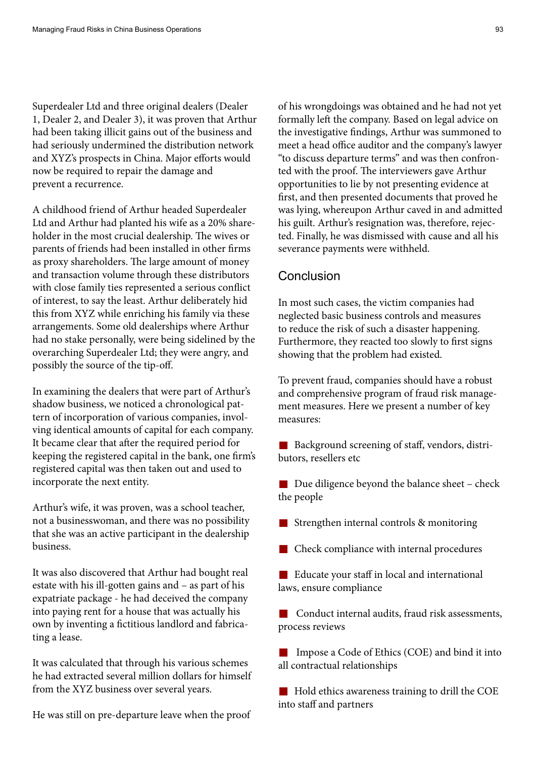Superdealer Ltd and three original dealers (Dealer 1, Dealer 2, and Dealer 3), it was proven that Arthur had been taking illicit gains out of the business and had seriously undermined the distribution network and XYZ's prospects in China. Major efforts would now be required to repair the damage and prevent a recurrence.

A childhood friend of Arthur headed Superdealer Ltd and Arthur had planted his wife as a 20% shareholder in the most crucial dealership. The wives or parents of friends had been installed in other firms as proxy shareholders. The large amount of money and transaction volume through these distributors with close family ties represented a serious conflict of interest, to say the least. Arthur deliberately hid this from XYZ while enriching his family via these arrangements. Some old dealerships where Arthur had no stake personally, were being sidelined by the overarching Superdealer Ltd; they were angry, and possibly the source of the tip-off.

In examining the dealers that were part of Arthur's shadow business, we noticed a chronological pattern of incorporation of various companies, involving identical amounts of capital for each company. It became clear that after the required period for keeping the registered capital in the bank, one firm's registered capital was then taken out and used to incorporate the next entity.

Arthur's wife, it was proven, was a school teacher, not a businesswoman, and there was no possibility that she was an active participant in the dealership business.

It was also discovered that Arthur had bought real estate with his ill-gotten gains and – as part of his expatriate package - he had deceived the company into paying rent for a house that was actually his own by inventing a fictitious landlord and fabricating a lease.

It was calculated that through his various schemes he had extracted several million dollars for himself from the XYZ business over several years.

He was still on pre-departure leave when the proof of his wrongdoings was obtained and he had not yet formally left the company. Based on legal advice on the investigative findings, Arthur was summoned to meet a head office auditor and the company's lawyer "to discuss departure terms" and was then confronted with the proof. The interviewers gave Arthur opportunities to lie by not presenting evidence at first, and then presented documents that proved he was lying, whereupon Arthur caved in and admitted his guilt. Arthur's resignation was, therefore, rejected. Finally, he was dismissed with cause and all his severance payments were withheld.

## Conclusion

In most such cases, the victim companies had neglected basic business controls and measures to reduce the risk of such a disaster happening. Furthermore, they reacted too slowly to first signs showing that the problem had existed.

To prevent fraud, companies should have a robust and comprehensive program of fraud risk management measures. Here we present a number of key measures:

- Background screening of staff, vendors, distributors, resellers etc
- Due diligence beyond the balance sheet – check the people
- Strengthen internal controls & monitoring
- Check compliance with internal procedures
- Educate your staff in local and international laws, ensure compliance
- Conduct internal audits, fraud risk assessments, process reviews
- Impose a Code of Ethics (COE) and bind it into all contractual relationships
- Hold ethics awareness training to drill the COE into staff and partners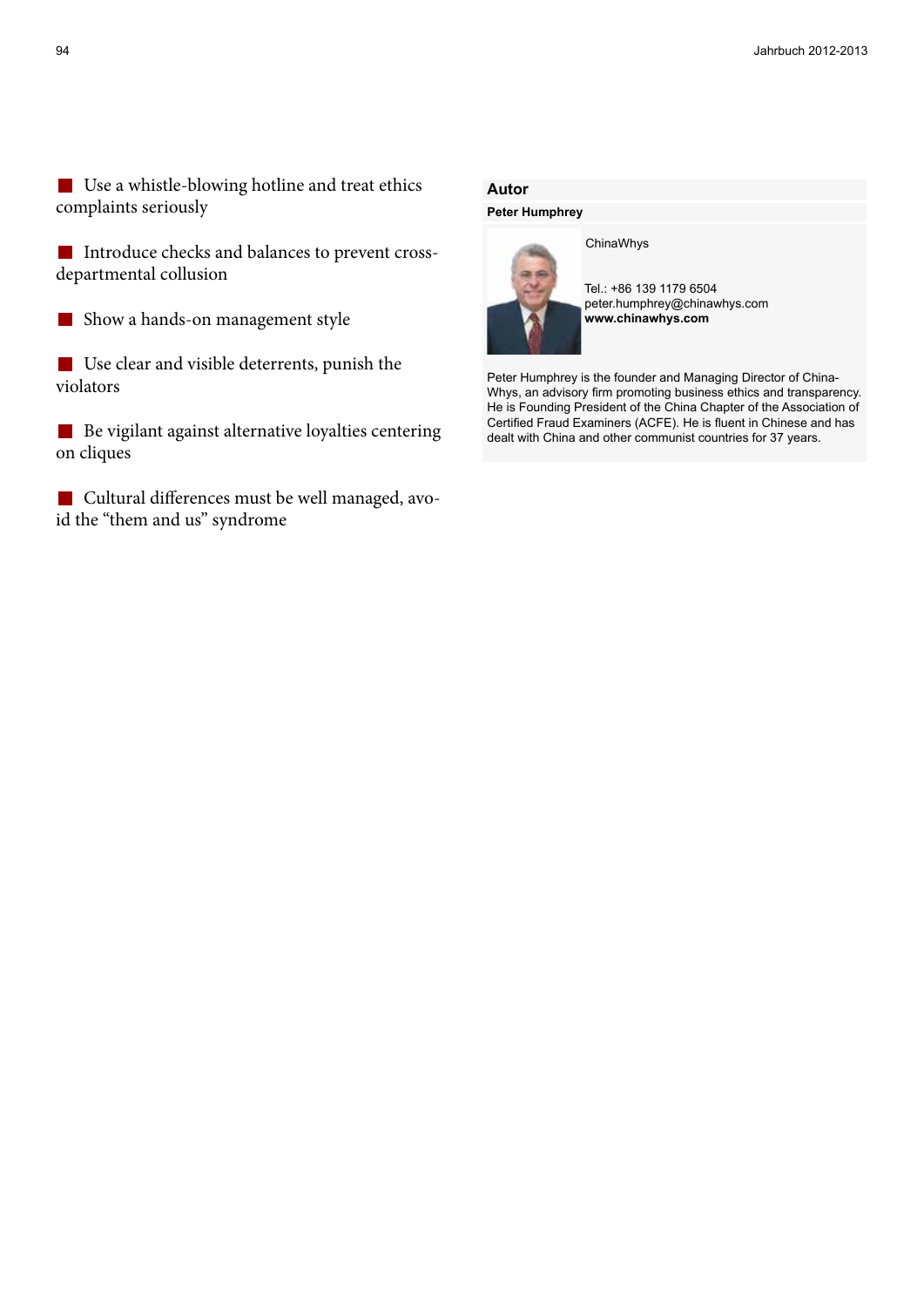- Use a whistle-blowing hotline and treat ethics complaints seriously
- Introduce checks and balances to prevent cross-departmental collusion
- Show a hands-on management style
- Use clear and visible deterrents, punish the violators
- Be vigilant against alternative loyalties centering on cliques
- Cultural differences must be well managed, avoid the "them and us" syndrome

## Autor

**Peter Humphrey**

ChinaWhys

Tel.: +86 139 1179 6504
peter.humphrey@chinawhys.com
**www.chinawhys.com**

Peter Humphrey is the founder and Managing Director of ChinaWhys, an advisory firm promoting business ethics and transparency. He is Founding President of the China Chapter of the Association of Certified Fraud Examiners (ACFE). He is fluent in Chinese and has dealt with China and other communist countries for 37 years.